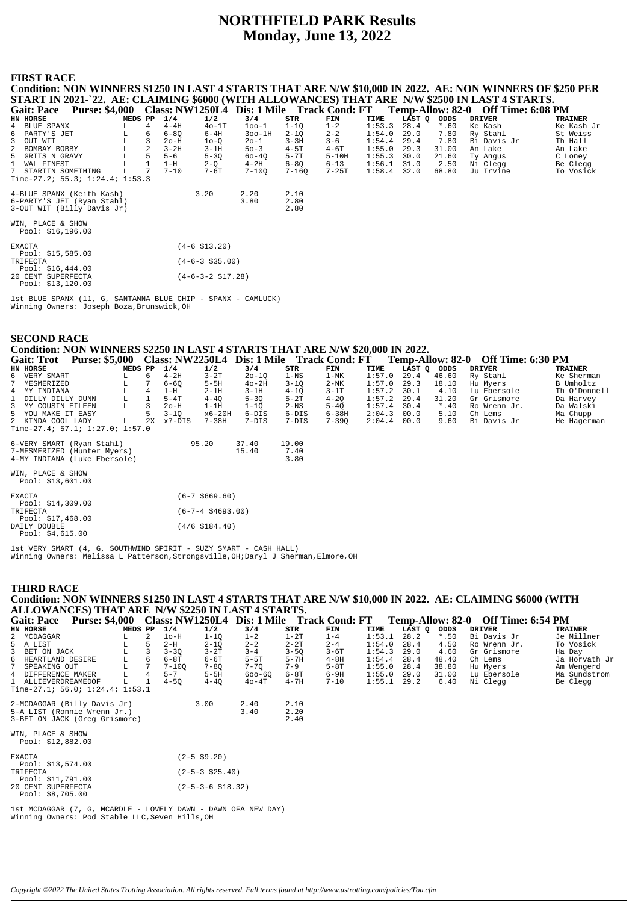# NORTHFIELD PARK Results
## Monday, June 13, 2022

### FIRST RACE

**Condition: NON WINNERS $1250 IN LAST 4 STARTS THAT ARE N/W $10,000 IN 2022. AE: NON WINNERS OF $250 PER START IN 2021-`22. AE: CLAIMING $6000 (WITH ALLOWANCES) THAT ARE N/W $2500 IN LAST 4 STARTS.**

**Gait: Pace  Purse: $4,000  Class: NW1250L4  Dis: 1 Mile  Track Cond: FT  Temp-Allow: 82-0  Off Time: 6:08 PM**

| HN | HORSE | MEDS | PP | 1/4 | 1/2 | 3/4 | STR | FIN | TIME | LAST Q | ODDS | DRIVER | TRAINER |
|---|---|---|---|---|---|---|---|---|---|---|---|---|---|
| 4 | BLUE SPANX | L | 4 | 4-4H | 4o-1T | 1oo-1 | 1-1Q | 1-2 | 1:53.3 | 28.4 | *.60 | Ke Kash | Ke Kash Jr |
| 6 | PARTY'S JET | L | 6 | 6-8Q | 6-4H | 3oo-1H | 2-1Q | 2-2 | 1:54.0 | 29.0 | 7.80 | Ry Stahl | St Weiss |
| 3 | OUT WIT | L | 3 | 2o-H | 1o-Q | 2o-1 | 3-3H | 3-6 | 1:54.4 | 29.4 | 7.80 | Bi Davis Jr | Th Hall |
| 2 | BOMBAY BOBBY | L | 2 | 3-2H | 3-1H | 5o-3 | 4-5T | 4-6T | 1:55.0 | 29.3 | 31.00 | An Lake | An Lake |
| 5 | GRITS N GRAVY | L | 5 | 5-6 | 5-3Q | 6o-4Q | 5-7T | 5-10H | 1:55.3 | 30.0 | 21.60 | Ty Angus | C Loney |
| 1 | WAL FINEST | L | 1 | 1-H | 2-Q | 4-2H | 6-8Q | 6-13 | 1:56.1 | 31.0 | 2.50 | Ni Clegg | Be Clegg |
| 7 | STARTIN SOMETHING | L | 7 | 7-10 | 7-6T | 7-10Q | 7-16Q | 7-25T | 1:58.4 | 32.0 | 68.80 | Ju Irvine | To Vosick |

Time-27.2; 55.3; 1:24.4; 1:53.3

| | Win | Place | Show |
|---|---|---|---|
| 4-BLUE SPANX (Keith Kash) | 3.20 | 2.20 | 2.10 |
| 6-PARTY'S JET (Ryan Stahl) | | 3.80 | 2.80 |
| 3-OUT WIT (Billy Davis Jr) | | | 2.80 |

WIN, PLACE & SHOW
Pool: $16,196.00

EXACTA (4-6 $13.20)
Pool: $15,585.00
TRIFECTA (4-6-3 $35.00)
Pool: $16,444.00
20 CENT SUPERFECTA (4-6-3-2 $17.28)
Pool: $13,120.00

1st BLUE SPANX (11, G, SANTANNA BLUE CHIP - SPANX - CAMLUCK)
Winning Owners: Joseph Boza,Brunswick,OH

### SECOND RACE

**Condition: NON WINNERS $2250 IN LAST 4 STARTS THAT ARE N/W $20,000 IN 2022.**

**Gait: Trot  Purse: $5,000  Class: NW2250L4  Dis: 1 Mile  Track Cond: FT  Temp-Allow: 82-0  Off Time: 6:30 PM**

| HN | HORSE | MEDS | PP | 1/4 | 1/2 | 3/4 | STR | FIN | TIME | LAST Q | ODDS | DRIVER | TRAINER |
|---|---|---|---|---|---|---|---|---|---|---|---|---|---|
| 6 | VERY SMART | L | 6 | 4-2H | 3-2T | 2o-1Q | 1-NS | 1-NK | 1:57.0 | 29.4 | 46.60 | Ry Stahl | Ke Sherman |
| 7 | MESMERIZED | L | 7 | 6-6Q | 5-5H | 4o-2H | 3-1Q | 2-NK | 1:57.0 | 29.3 | 18.10 | Hu Myers | B Umholtz |
| 4 | MY INDIANA | L | 4 | 1-H | 2-1H | 3-1H | 4-1Q | 3-1T | 1:57.2 | 30.1 | 4.10 | Lu Ebersole | Th O'Donnell |
| 1 | DILLY DILLY DUNN | L | 1 | 5-4T | 4-4Q | 5-3Q | 5-2T | 4-2Q | 1:57.2 | 29.4 | 31.20 | Gr Grismore | Da Harvey |
| 3 | MY COUSIN EILEEN | L | 3 | 2o-H | 1-1H | 1-1Q | 2-NS | 5-4Q | 1:57.4 | 30.4 | *.40 | Ro Wrenn Jr. | Da Walski |
| 5 | YOU MAKE IT EASY | | 5 | 3-1Q | x6-20H | 6-DIS | 6-DIS | 6-38H | 2:04.3 | 00.0 | 5.10 | Ch Lems | Ma Chupp |
| 2 | KINDA COOL LADY | L | 2X | x7-DIS | 7-38H | 7-DIS | 7-DIS | 7-39Q | 2:04.4 | 00.0 | 9.60 | Bi Davis Jr | He Hagerman |

Time-27.4; 57.1; 1:27.0; 1:57.0

| | Win | Place | Show |
|---|---|---|---|
| 6-VERY SMART (Ryan Stahl) | 95.20 | 37.40 | 19.00 |
| 7-MESMERIZED (Hunter Myers) | | 15.40 | 7.40 |
| 4-MY INDIANA (Luke Ebersole) | | | 3.80 |

WIN, PLACE & SHOW
Pool: $13,601.00

EXACTA (6-7 $669.60)
Pool: $14,309.00
TRIFECTA (6-7-4 $4693.00)
Pool: $17,468.00
DAILY DOUBLE (4/6 $184.40)
Pool: $4,615.00

1st VERY SMART (4, G, SOUTHWIND SPIRIT - SUZY SMART - CASH HALL)
Winning Owners: Melissa L Patterson,Strongsville,OH;Daryl J Sherman,Elmore,OH

### THIRD RACE

**Condition: NON WINNERS $1250 IN LAST 4 STARTS THAT ARE N/W $10,000 IN 2022. AE: CLAIMING $6000 (WITH ALLOWANCES) THAT ARE N/W $2250 IN LAST 4 STARTS.**

**Gait: Pace  Purse: $4,000  Class: NW1250L4  Dis: 1 Mile  Track Cond: FT  Temp-Allow: 82-0  Off Time: 6:54 PM**

| HN | HORSE | MEDS | PP | 1/4 | 1/2 | 3/4 | STR | FIN | TIME | LAST Q | ODDS | DRIVER | TRAINER |
|---|---|---|---|---|---|---|---|---|---|---|---|---|---|
| 2 | MCDAGGAR | L | 2 | 1o-H | 1-1Q | 1-2 | 1-2T | 1-4 | 1:53.1 | 28.2 | *.50 | Bi Davis Jr | Je Millner |
| 5 | A LIST | L | 5 | 2-H | 2-1Q | 2-2 | 2-2T | 2-4 | 1:54.0 | 28.4 | 4.50 | Ro Wrenn Jr. | To Vosick |
| 3 | BET ON JACK | L | 3 | 3-3Q | 3-2T | 3-4 | 3-5Q | 3-6T | 1:54.3 | 29.0 | 4.60 | Gr Grismore | Ha Day |
| 6 | HEARTLAND DESIRE | L | 6 | 6-8T | 6-6T | 5-5T | 5-7H | 4-8H | 1:54.4 | 28.4 | 48.40 | Ch Lems | Ja Horvath Jr |
| 7 | SPEAKING OUT | L | 7 | 7-10Q | 7-8Q | 7-7Q | 7-9 | 5-8T | 1:55.0 | 28.4 | 38.80 | Hu Myers | Am Wengerd |
| 4 | DIFFERENCE MAKER | L | 4 | 5-7 | 5-5H | 6oo-6Q | 6-8T | 6-9H | 1:55.0 | 29.0 | 31.00 | Lu Ebersole | Ma Sundstrom |
| 1 | ALLIEVERDREAMEDOF | L | 1 | 4-5Q | 4-4Q | 4o-4T | 4-7H | 7-10 | 1:55.1 | 29.2 | 6.40 | Ni Clegg | Be Clegg |

Time-27.1; 56.0; 1:24.4; 1:53.1

| | Win | Place | Show |
|---|---|---|---|
| 2-MCDAGGAR (Billy Davis Jr) | 3.00 | 2.40 | 2.10 |
| 5-A LIST (Ronnie Wrenn Jr.) | | 3.40 | 2.20 |
| 3-BET ON JACK (Greg Grismore) | | | 2.40 |

WIN, PLACE & SHOW
Pool: $12,882.00

EXACTA (2-5 $9.20)
Pool: $13,574.00
TRIFECTA (2-5-3 $25.40)
Pool: $11,791.00
20 CENT SUPERFECTA (2-5-3-6 $18.32)
Pool: $8,705.00

1st MCDAGGAR (7, G, MCARDLE - LOVELY DAWN - DAWN OFA NEW DAY)
Winning Owners: Pod Stable LLC,Seven Hills,OH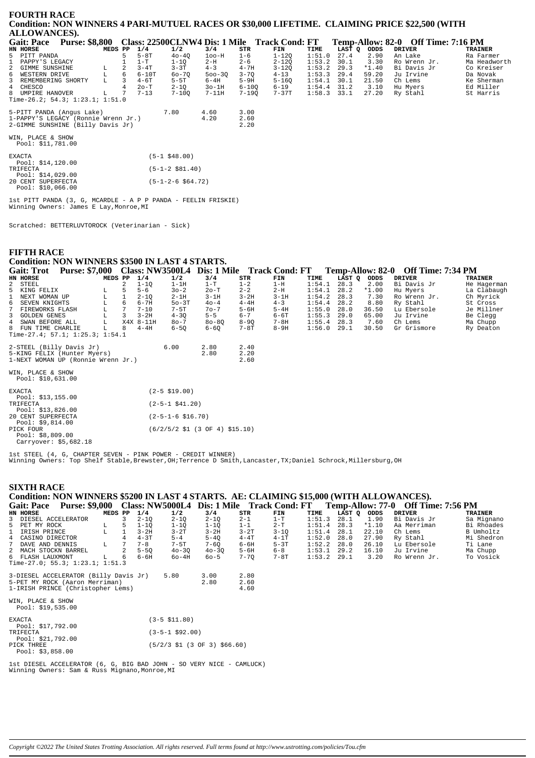## FOURTH RACE

### Condition: NON WINNERS 4 PARI-MUTUEL RACES OR $30,000 LIFETIME. CLAIMING PRICE $22,500 (WITH ALLOWANCES).

**Gait: Pace Purse: $8,800 Class: 22500CLNW4 Dis: 1 Mile Track Cond: FT Temp-Allow: 82-0 Off Time: 7:16 PM**

| HN | HORSE | MEDS | PP | 1/4 | 1/2 | 3/4 | STR | FIN | TIME | LAST Q | ODDS | DRIVER | TRAINER |
|---|---|---|---|---|---|---|---|---|---|---|---|---|---|
| 5 | PITT PANDA | | 5 | 5-8T | 4o-4Q | 1oo-H | 1-6 | 1-12Q | 1:51.0 | 27.4 | 2.90 | An Lake | Ra Farmer |
| 1 | PAPPY'S LEGACY | | 1 | 1-T | 1-1Q | 2-H | 2-6 | 2-12Q | 1:53.2 | 30.1 | 3.30 | Ro Wrenn Jr. | Ma Headworth |
| 2 | GIMME SUNSHINE | L | 2 | 3-4T | 3-3T | 4-3 | 4-7H | 3-12Q | 1:53.2 | 29.3 | *1.40 | Bi Davis Jr | Co Kreiser |
| 6 | WESTERN DRIVE | L | 6 | 6-10T | 6o-7Q | 5oo-3Q | 3-7Q | 4-13 | 1:53.3 | 29.4 | 59.20 | Ju Irvine | Da Novak |
| 3 | REMEMBERING SHORTY | L | 3 | 4-6T | 5-5T | 6-4H | 5-9H | 5-16Q | 1:54.1 | 30.1 | 21.50 | Ch Lems | Ke Sherman |
| 4 | CHESCO | | 4 | 2o-T | 2-1Q | 3o-1H | 6-10Q | 6-19 | 1:54.4 | 31.2 | 3.10 | Hu Myers | Ed Miller |
| 8 | UMPIRE HANOVER | L | 7 | 7-13 | 7-10Q | 7-11H | 7-19Q | 7-37T | 1:58.3 | 33.1 | 27.20 | Ry Stahl | St Harris |

Time-26.2; 54.3; 1:23.1; 1:51.0

| | | | |
|---|---|---|---|
| 5-PITT PANDA (Angus Lake) | 7.80 | 4.60 | 3.00 |
| 1-PAPPY'S LEGACY (Ronnie Wrenn Jr.) | | 4.20 | 2.60 |
| 2-GIMME SUNSHINE (Billy Davis Jr) | | | 2.20 |

WIN, PLACE & SHOW
Pool: $11,781.00

EXACTA (5-1 $48.00)
Pool: $14,120.00
TRIFECTA (5-1-2 $81.40)
Pool: $14,029.00
20 CENT SUPERFECTA (5-1-2-6 $64.72)
Pool: $10,066.00

1st PITT PANDA (3, G, MCARDLE - A P P PANDA - FEELIN FRISKIE)
Winning Owners: James E Lay,Monroe,MI

Scratched: BETTERLUVTOROCK (Veterinarian - Sick)

## FIFTH RACE

### Condition: NON WINNERS $3500 IN LAST 4 STARTS.

**Gait: Trot Purse: $7,000 Class: NW3500L4 Dis: 1 Mile Track Cond: FT Temp-Allow: 82-0 Off Time: 7:34 PM**

| HN | HORSE | MEDS | PP | 1/4 | 1/2 | 3/4 | STR | FIN | TIME | LAST Q | ODDS | DRIVER | TRAINER |
|---|---|---|---|---|---|---|---|---|---|---|---|---|---|
| 2 | STEEL | | 2 | 1-1Q | 1-1H | 1-T | 1-2 | 1-H | 1:54.1 | 28.3 | 2.00 | Bi Davis Jr | He Hagerman |
| 5 | KING FELIX | L | 5 | 5-6 | 3o-2 | 2o-T | 2-2 | 2-H | 1:54.1 | 28.2 | *1.00 | Hu Myers | La Clabaugh |
| 1 | NEXT WOMAN UP | L | 1 | 2-1Q | 2-1H | 3-1H | 3-2H | 3-1H | 1:54.2 | 28.3 | 7.30 | Ro Wrenn Jr. | Ch Myrick |
| 6 | SEVEN KNIGHTS | L | 6 | 6-7H | 5o-3T | 4o-4 | 4-4H | 4-3 | 1:54.4 | 28.2 | 8.80 | Ry Stahl | St Cross |
| 7 | FIREWORKS FLASH | L | 7 | 7-10 | 7-5T | 7o-7 | 5-6H | 5-4H | 1:55.0 | 28.0 | 36.50 | Lu Ebersole | Je Millner |
| 3 | GOLDEN GENES | L | 3 | 3-2H | 4-3Q | 5-5 | 6-7 | 6-6T | 1:55.3 | 29.0 | 65.00 | Ju Irvine | Be Clegg |
| 4 | SWAN BEFORE ALL | L | X4X | 8-11H | 8o-7 | 8o-8Q | 8-9Q | 7-8H | 1:55.4 | 28.3 | 7.60 | Ch Lems | Ma Chupp |
| 8 | FUN TIME CHARLIE | L | 8 | 4-4H | 6-5Q | 6-6Q | 7-8T | 8-9H | 1:56.0 | 29.1 | 30.50 | Gr Grismore | Ry Deaton |

Time-27.4; 57.1; 1:25.3; 1:54.1

| | | | |
|---|---|---|---|
| 2-STEEL (Billy Davis Jr) | 6.00 | 2.80 | 2.40 |
| 5-KING FELIX (Hunter Myers) | | 2.80 | 2.20 |
| 1-NEXT WOMAN UP (Ronnie Wrenn Jr.) | | | 2.60 |

WIN, PLACE & SHOW
Pool: $10,631.00

EXACTA (2-5 $19.00)
Pool: $13,155.00
TRIFECTA (2-5-1 $41.20)
Pool: $13,826.00
20 CENT SUPERFECTA (2-5-1-6 $16.70)
Pool: $9,814.00
PICK FOUR (6/2/5/2 $1 (3 OF 4) $15.10)
Pool: $8,809.00
Carryover: $5,682.18

1st STEEL (4, G, CHAPTER SEVEN - PINK POWER - CREDIT WINNER)
Winning Owners: Top Shelf Stable,Brewster,OH;Terrence D Smith,Lancaster,TX;Daniel Schrock,Millersburg,OH

## SIXTH RACE

### Condition: NON WINNERS $5200 IN LAST 4 STARTS. AE: CLAIMING $15,000 (WITH ALLOWANCES).

**Gait: Pace Purse: $9,000 Class: NW5000L4 Dis: 1 Mile Track Cond: FT Temp-Allow: 77-0 Off Time: 7:56 PM**

| HN | HORSE | MEDS | PP | 1/4 | 1/2 | 3/4 | STR | FIN | TIME | LAST Q | ODDS | DRIVER | TRAINER |
|---|---|---|---|---|---|---|---|---|---|---|---|---|---|
| 3 | DIESEL ACCELERATOR | | 3 | 2-1Q | 2-1Q | 2-1Q | 2-1 | 1-T | 1:51.3 | 28.1 | 1.90 | Bi Davis Jr | Sa Mignano |
| 5 | PET MY ROCK | L | 5 | 1-1Q | 1-1Q | 1-1Q | 1-1 | 2-T | 1:51.4 | 28.3 | *1.10 | Aa Merriman | Bi Rhoades |
| 1 | IRISH PRINCE | L | 1 | 3-2H | 3-2T | 3-2H | 3-2T | 3-1Q | 1:51.4 | 28.1 | 22.10 | Ch Lems | B Umholtz |
| 4 | CASINO DIRECTOR | | 4 | 4-3T | 5-4 | 5-4Q | 4-4T | 4-1T | 1:52.0 | 28.0 | 27.90 | Ry Stahl | Mi Shedron |
| 7 | DAVE AND DENNIS | L | 7 | 7-8 | 7-5T | 7-6Q | 6-6H | 5-3T | 1:52.2 | 28.0 | 26.10 | Lu Ebersole | Ti Lane |
| 2 | MACH STOCKN BARREL | | 2 | 5-5Q | 4o-3Q | 4o-3Q | 5-6H | 6-8 | 1:53.1 | 29.2 | 16.10 | Ju Irvine | Ma Chupp |
| 6 | FLASH LAUXMONT | L | 6 | 6-6H | 6o-4H | 6o-5 | 7-7Q | 7-8T | 1:53.2 | 29.1 | 3.20 | Ro Wrenn Jr. | To Vosick |

Time-27.0; 55.3; 1:23.1; 1:51.3

| | | | |
|---|---|---|---|
| 3-DIESEL ACCELERATOR (Billy Davis Jr) | 5.80 | 3.00 | 2.80 |
| 5-PET MY ROCK (Aaron Merriman) | | 2.80 | 2.60 |
| 1-IRISH PRINCE (Christopher Lems) | | | 4.60 |

WIN, PLACE & SHOW
Pool: $19,535.00

EXACTA (3-5 $11.80)
Pool: $17,792.00
TRIFECTA (3-5-1 $92.00)
Pool: $21,792.00
PICK THREE (5/2/3 $1 (3 OF 3) $66.60)
Pool: $3,858.00

1st DIESEL ACCELERATOR (6, G, BIG BAD JOHN - SO VERY NICE - CAMLUCK)
Winning Owners: Sam & Russ Mignano,Monroe,MI

Copyright ©2022 The United States Trotting Association. All rights reserved. Full terms found at http://www.ustrotting.com/policies/Tou.cfm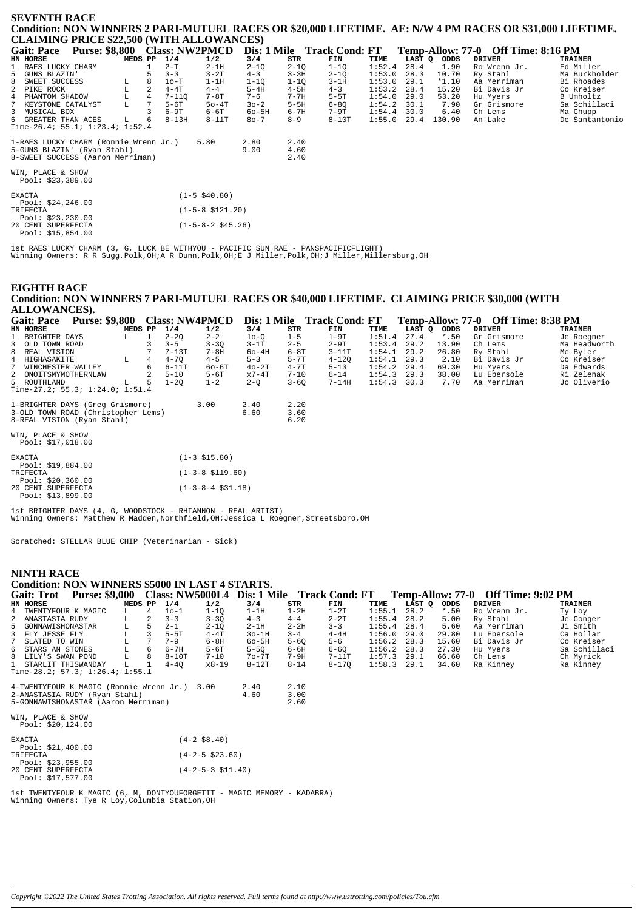## SEVENTH RACE

**Condition: NON WINNERS 2 PARI-MUTUEL RACES OR $20,000 LIFETIME. AE: N/W 4 PM RACES OR $31,000 LIFETIME. CLAIMING PRICE $22,500 (WITH ALLOWANCES)**

**Gait: Pace Purse: $8,800 Class: NW2PMCD Dis: 1 Mile Track Cond: FT Temp-Allow: 77-0 Off Time: 8:16 PM**

| HN | HORSE | MEDS | PP | 1/4 | 1/2 | 3/4 | STR | FIN | TIME | LAST Q | ODDS | DRIVER | TRAINER |
|---|---|---|---|---|---|---|---|---|---|---|---|---|---|
| 1 | RAES LUCKY CHARM | | 1 | 2-T | 2-1H | 2-1Q | 2-1Q | 1-1Q | 1:52.4 | 28.4 | 1.90 | Ro Wrenn Jr. | Ed Miller |
| 5 | GUNS BLAZIN' | | 5 | 3-3 | 3-2T | 4-3 | 3-3H | 2-1Q | 1:53.0 | 28.3 | 10.70 | Ry Stahl | Ma Burkholder |
| 8 | SWEET SUCCESS | L | 8 | 1o-T | 1-1H | 1-1Q | 1-1Q | 3-1H | 1:53.0 | 29.1 | *1.10 | Aa Merriman | Bi Rhoades |
| 2 | PIKE ROCK | L | 2 | 4-4T | 4-4 | 5-4H | 4-5H | 4-3 | 1:53.2 | 28.4 | 15.20 | Bi Davis Jr | Co Kreiser |
| 4 | PHANTOM SHADOW | L | 4 | 7-11Q | 7-8T | 7-6 | 7-7H | 5-5T | 1:54.0 | 29.0 | 53.20 | Hu Myers | B Umholtz |
| 7 | KEYSTONE CATALYST | L | 7 | 5-6T | 5o-4T | 3o-2 | 5-5H | 6-8Q | 1:54.2 | 30.1 | 7.90 | Gr Grismore | Sa Schillaci |
| 3 | MUSICAL BOX | | 3 | 6-9T | 6-6T | 6o-5H | 6-7H | 7-9T | 1:54.4 | 30.0 | 6.40 | Ch Lems | Ma Chupp |
| 6 | GREATER THAN ACES | L | 6 | 8-13H | 8-11T | 8o-7 | 8-9 | 8-10T | 1:55.0 | 29.4 | 130.90 | An Lake | De Santantonio |

Time-26.4; 55.1; 1:23.4; 1:52.4

| | Win | Place | Show |
|---|---|---|---|
| 1-RAES LUCKY CHARM (Ronnie Wrenn Jr.) | 5.80 | 2.80 | 2.40 |
| 5-GUNS BLAZIN' (Ryan Stahl) | | 9.00 | 4.60 |
| 8-SWEET SUCCESS (Aaron Merriman) | | | 2.40 |

WIN, PLACE & SHOW
Pool: $23,389.00

EXACTA (1-5 $40.80)
Pool: $24,246.00
TRIFECTA (1-5-8 $121.20)
Pool: $23,230.00
20 CENT SUPERFECTA (1-5-8-2 $45.26)
Pool: $15,854.00

1st RAES LUCKY CHARM (3, G, LUCK BE WITHYOU - PACIFIC SUN RAE - PANSPACIFICFLIGHT)
Winning Owners: R R Sugg,Polk,OH;A R Dunn,Polk,OH;E J Miller,Polk,OH;J Miller,Millersburg,OH

## EIGHTH RACE

**Condition: NON WINNERS 7 PARI-MUTUEL RACES OR $40,000 LIFETIME. CLAIMING PRICE $30,000 (WITH ALLOWANCES).**

**Gait: Pace Purse: $9,800 Class: NW4PMCD Dis: 1 Mile Track Cond: FT Temp-Allow: 77-0 Off Time: 8:38 PM**

| HN | HORSE | MEDS | PP | 1/4 | 1/2 | 3/4 | STR | FIN | TIME | LAST Q | ODDS | DRIVER | TRAINER |
|---|---|---|---|---|---|---|---|---|---|---|---|---|---|
| 1 | BRIGHTER DAYS | L | 1 | 2-2Q | 2-2 | 1o-Q | 1-5 | 1-9T | 1:51.4 | 27.4 | *.50 | Gr Grismore | Je Roegner |
| 3 | OLD TOWN ROAD | | 3 | 3-5 | 3-3Q | 3-1T | 2-5 | 2-9T | 1:53.4 | 29.2 | 13.90 | Ch Lems | Ma Headworth |
| 8 | REAL VISION | | 7 | 7-13T | 7-8H | 6o-4H | 6-8T | 3-11T | 1:54.1 | 29.2 | 26.80 | Ry Stahl | Me Byler |
| 4 | HIGHASAKITE | L | 4 | 4-7Q | 4-5 | 5-3 | 5-7T | 4-12Q | 1:54.1 | 29.3 | 2.10 | Bi Davis Jr | Co Kreiser |
| 7 | WINCHESTER WALLEY | | 6 | 6-11T | 6o-6T | 4o-2T | 4-7T | 5-13 | 1:54.2 | 29.4 | 69.30 | Hu Myers | Da Edwards |
| 2 | ONOITSMYMOTHERNLAW | | 2 | 5-10 | 5-6T | x7-4T | 7-10 | 6-14 | 1:54.3 | 29.3 | 38.00 | Lu Ebersole | Ri Zelenak |
| 5 | ROUTHLAND | L | 5 | 1-2Q | 1-2 | 2-Q | 3-6Q | 7-14H | 1:54.3 | 30.3 | 7.70 | Aa Merriman | Jo Oliverio |

Time-27.2; 55.3; 1:24.0; 1:51.4

| | Win | Place | Show |
|---|---|---|---|
| 1-BRIGHTER DAYS (Greg Grismore) | 3.00 | 2.40 | 2.20 |
| 3-OLD TOWN ROAD (Christopher Lems) | | 6.60 | 3.60 |
| 8-REAL VISION (Ryan Stahl) | | | 6.20 |

WIN, PLACE & SHOW
Pool: $17,018.00

EXACTA (1-3 $15.80)
Pool: $19,884.00
TRIFECTA (1-3-8 $119.60)
Pool: $20,360.00
20 CENT SUPERFECTA (1-3-8-4 $31.18)
Pool: $13,899.00

1st BRIGHTER DAYS (4, G, WOODSTOCK - RHIANNON - REAL ARTIST)
Winning Owners: Matthew R Madden,Northfield,OH;Jessica L Roegner,Streetsboro,OH

Scratched: STELLAR BLUE CHIP (Veterinarian - Sick)

## NINTH RACE

**Condition: NON WINNERS $5000 IN LAST 4 STARTS.**

**Gait: Trot Purse: $9,000 Class: NW5000L4 Dis: 1 Mile Track Cond: FT Temp-Allow: 77-0 Off Time: 9:02 PM**

| HN | HORSE | MEDS | PP | 1/4 | 1/2 | 3/4 | STR | FIN | TIME | LAST Q | ODDS | DRIVER | TRAINER |
|---|---|---|---|---|---|---|---|---|---|---|---|---|---|
| 4 | TWENTYFOUR K MAGIC | L | 4 | 1o-1 | 1-1Q | 1-1H | 1-2H | 1-2T | 1:55.1 | 28.2 | *.50 | Ro Wrenn Jr. | Ty Loy |
| 2 | ANASTASIA RUDY | L | 2 | 3-3 | 3-3Q | 4-3 | 4-4 | 2-2T | 1:55.4 | 28.2 | 5.00 | Ry Stahl | Je Conger |
| 5 | GONNAWISHONASTAR | L | 5 | 2-1 | 2-1Q | 2-1H | 2-2H | 3-3 | 1:55.4 | 28.4 | 5.60 | Aa Merriman | Ji Smith |
| 3 | FLY JESSE FLY | L | 3 | 5-5T | 4-4T | 3o-1H | 3-4 | 4-4H | 1:56.0 | 29.0 | 29.80 | Lu Ebersole | Ca Hollar |
| 7 | SLATED TO WIN | L | 7 | 7-9 | 6-8H | 6o-5H | 5-6Q | 5-6 | 1:56.2 | 28.3 | 15.60 | Bi Davis Jr | Co Kreiser |
| 6 | STARS AN STONES | L | 6 | 6-7H | 5-6T | 5-5Q | 6-6H | 6-6Q | 1:56.2 | 28.3 | 27.30 | Hu Myers | Sa Schillaci |
| 8 | LILY'S SWAN POND | L | 8 | 8-10T | 7-10 | 7o-7T | 7-9H | 7-11T | 1:57.3 | 29.1 | 66.60 | Ch Lems | Ch Myrick |
| 1 | STARLIT THISWANDAY | L | 1 | 4-4Q | x8-19 | 8-12T | 8-14 | 8-17Q | 1:58.3 | 29.1 | 34.60 | Ra Kinney | Ra Kinney |

Time-28.2; 57.3; 1:26.4; 1:55.1

| | Win | Place | Show |
|---|---|---|---|
| 4-TWENTYFOUR K MAGIC (Ronnie Wrenn Jr.) | 3.00 | 2.40 | 2.10 |
| 2-ANASTASIA RUDY (Ryan Stahl) | | 4.60 | 3.00 |
| 5-GONNAWISHONASTAR (Aaron Merriman) | | | 2.60 |

WIN, PLACE & SHOW
Pool: $20,124.00

EXACTA (4-2 $8.40)
Pool: $21,400.00
TRIFECTA (4-2-5 $23.60)
Pool: $23,955.00
20 CENT SUPERFECTA (4-2-5-3 $11.40)
Pool: $17,577.00

1st TWENTYFOUR K MAGIC (6, M, DONTYOUFORGETIT - MAGIC MEMORY - KADABRA)
Winning Owners: Tye R Loy,Columbia Station,OH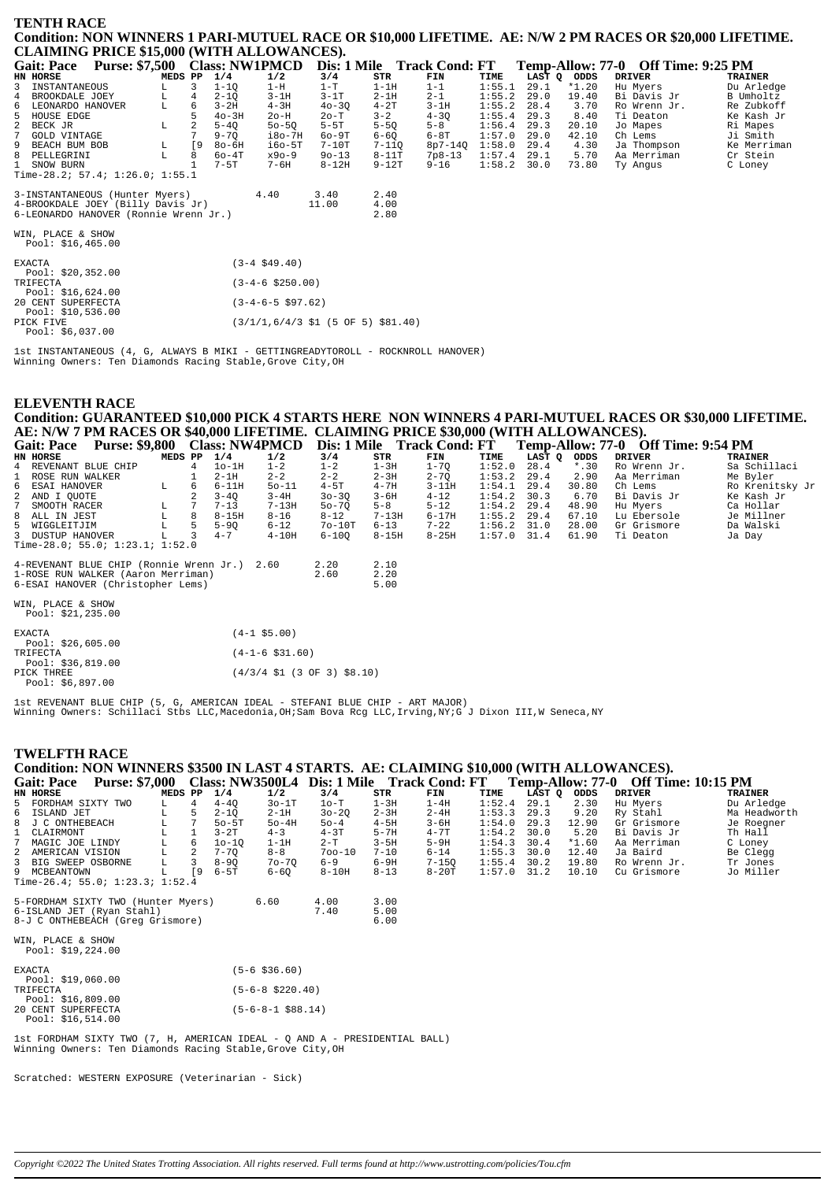## TENTH RACE

**Condition: NON WINNERS 1 PARI-MUTUEL RACE OR $10,000 LIFETIME. AE: N/W 2 PM RACES OR $20,000 LIFETIME. CLAIMING PRICE $15,000 (WITH ALLOWANCES).**

**Gait: Pace Purse: $7,500 Class: NW1PMCD Dis: 1 Mile Track Cond: FT Temp-Allow: 77-0 Off Time: 9:25 PM**

| HN | HORSE | MEDS | PP | 1/4 | 1/2 | 3/4 | STR | FIN | TIME | LAST Q | ODDS | DRIVER | TRAINER |
|---|---|---|---|---|---|---|---|---|---|---|---|---|---|
| 3 | INSTANTANEOUS | L | 3 | 1-1Q | 1-H | 1-T | 1-1H | 1-1 | 1:55.1 | 29.1 | *1.20 | Hu Myers | Du Arledge |
| 4 | BROOKDALE JOEY | L | 4 | 2-1Q | 3-1H | 3-1T | 2-1H | 2-1 | 1:55.2 | 29.0 | 19.40 | Bi Davis Jr | B Umholtz |
| 6 | LEONARDO HANOVER | L | 6 | 3-2H | 4-3H | 4o-3Q | 4-2T | 3-1H | 1:55.2 | 28.4 | 3.70 | Ro Wrenn Jr. | Re Zubkoff |
| 5 | HOUSE EDGE | | 5 | 4o-3H | 2o-H | 2o-T | 3-2 | 4-3Q | 1:55.4 | 29.3 | 8.40 | Ti Deaton | Ke Kash Jr |
| 2 | BECK JR | L | 2 | 5-4Q | 5o-5Q | 5-5T | 5-5Q | 5-8 | 1:56.4 | 29.3 | 20.10 | Jo Mapes | Ri Mapes |
| 7 | GOLD VINTAGE | | 7 | 9-7Q | i8o-7H | 6o-9T | 6-6Q | 6-8T | 1:57.0 | 29.0 | 42.10 | Ch Lems | Ji Smith |
| 9 | BEACH BUM BOB | L | [9 | 8o-6H | i6o-5T | 7-10T | 7-11Q | 8p7-14Q | 1:58.0 | 29.4 | 4.30 | Ja Thompson | Ke Merriman |
| 8 | PELLEGRINI | L | 8 | 6o-4T | x9o-9 | 9o-13 | 8-11T | 7p8-13 | 1:57.4 | 29.1 | 5.70 | Aa Merriman | Cr Stein |
| 1 | SNOW BURN | | 1 | 7-5T | 7-6H | 8-12H | 9-12T | 9-16 | 1:58.2 | 30.0 | 73.80 | Ty Angus | C Loney |

Time-28.2; 57.4; 1:26.0; 1:55.1

| | | | |
|---|---|---|---|
| 3-INSTANTANEOUS (Hunter Myers) | 4.40 | 3.40 | 2.40 |
| 4-BROOKDALE JOEY (Billy Davis Jr) | | 11.00 | 4.00 |
| 6-LEONARDO HANOVER (Ronnie Wrenn Jr.) | | | 2.80 |

WIN, PLACE & SHOW
Pool: $16,465.00

| | |
|---|---|
| EXACTA Pool: $20,352.00 | (3-4 $49.40) |
| TRIFECTA Pool: $16,624.00 | (3-4-6 $250.00) |
| 20 CENT SUPERFECTA Pool: $10,536.00 | (3-4-6-5 $97.62) |
| PICK FIVE Pool: $6,037.00 | (3/1/1,6/4/3 $1 (5 OF 5) $81.40) |

1st INSTANTANEOUS (4, G, ALWAYS B MIKI - GETTINGREADYTOROLL - ROCKNROLL HANOVER)
Winning Owners: Ten Diamonds Racing Stable,Grove City,OH

## ELEVENTH RACE

**Condition: GUARANTEED $10,000 PICK 4 STARTS HERE NON WINNERS 4 PARI-MUTUEL RACES OR $30,000 LIFETIME. AE: N/W 7 PM RACES OR $40,000 LIFETIME. CLAIMING PRICE $30,000 (WITH ALLOWANCES).**

**Gait: Pace Purse: $9,800 Class: NW4PMCD Dis: 1 Mile Track Cond: FT Temp-Allow: 77-0 Off Time: 9:54 PM**

| HN | HORSE | MEDS | PP | 1/4 | 1/2 | 3/4 | STR | FIN | TIME | LAST Q | ODDS | DRIVER | TRAINER |
|---|---|---|---|---|---|---|---|---|---|---|---|---|---|
| 4 | REVENANT BLUE CHIP | | 4 | 1o-1H | 1-2 | 1-2 | 1-3H | 1-7Q | 1:52.0 | 28.4 | *.30 | Ro Wrenn Jr. | Sa Schillaci |
| 1 | ROSE RUN WALKER | | 1 | 2-1H | 2-2 | 2-2 | 2-3H | 2-7Q | 1:53.2 | 29.4 | 2.90 | Aa Merriman | Me Byler |
| 6 | ESAI HANOVER | L | 6 | 6-11H | 5o-11 | 4-5T | 4-7H | 3-11H | 1:54.1 | 29.4 | 30.80 | Ch Lems | Ro Krenitsky Jr |
| 2 | AND I QUOTE | | 2 | 3-4Q | 3-4H | 3o-3Q | 3-6H | 4-12 | 1:54.2 | 30.3 | 6.70 | Bi Davis Jr | Ke Kash Jr |
| 7 | SMOOTH RACER | L | 7 | 7-13 | 7-13H | 5o-7Q | 5-8 | 5-12 | 1:54.2 | 29.4 | 48.90 | Hu Myers | Ca Hollar |
| 8 | ALL IN JEST | L | 8 | 8-15H | 8-16 | 8-12 | 7-13H | 6-17H | 1:55.2 | 29.4 | 67.10 | Lu Ebersole | Je Millner |
| 5 | WIGGLEITJIM | L | 5 | 5-9Q | 6-12 | 7o-10T | 6-13 | 7-22 | 1:56.2 | 31.0 | 28.00 | Gr Grismore | Da Walski |
| 3 | DUSTUP HANOVER | L | 3 | 4-7 | 4-10H | 6-10Q | 8-15H | 8-25H | 1:57.0 | 31.4 | 61.90 | Ti Deaton | Ja Day |

Time-28.0; 55.0; 1:23.1; 1:52.0

| | | | |
|---|---|---|---|
| 4-REVENANT BLUE CHIP (Ronnie Wrenn Jr.) | 2.60 | 2.20 | 2.10 |
| 1-ROSE RUN WALKER (Aaron Merriman) | | 2.60 | 2.20 |
| 6-ESAI HANOVER (Christopher Lems) | | | 5.00 |

WIN, PLACE & SHOW
Pool: $21,235.00

| | |
|---|---|
| EXACTA Pool: $26,605.00 | (4-1 $5.00) |
| TRIFECTA Pool: $36,819.00 | (4-1-6 $31.60) |
| PICK THREE Pool: $6,897.00 | (4/3/4 $1 (3 OF 3) $8.10) |

1st REVENANT BLUE CHIP (5, G, AMERICAN IDEAL - STEFANI BLUE CHIP - ART MAJOR)
Winning Owners: Schillaci Stbs LLC,Macedonia,OH;Sam Bova Rcg LLC,Irving,NY;G J Dixon III,W Seneca,NY

## TWELFTH RACE

**Condition: NON WINNERS $3500 IN LAST 4 STARTS. AE: CLAIMING $10,000 (WITH ALLOWANCES).**

**Gait: Pace Purse: $7,000 Class: NW3500L4 Dis: 1 Mile Track Cond: FT Temp-Allow: 77-0 Off Time: 10:15 PM**

| HN | HORSE | MEDS | PP | 1/4 | 1/2 | 3/4 | STR | FIN | TIME | LAST Q | ODDS | DRIVER | TRAINER |
|---|---|---|---|---|---|---|---|---|---|---|---|---|---|
| 5 | FORDHAM SIXTY TWO | L | 4 | 4-4Q | 3o-1T | 1o-T | 1-3H | 1-4H | 1:52.4 | 29.1 | 2.30 | Hu Myers | Du Arledge |
| 6 | ISLAND JET | L | 5 | 2-1Q | 2-1H | 3o-2Q | 2-3H | 2-4H | 1:53.3 | 29.3 | 9.20 | Ry Stahl | Ma Headworth |
| 8 | J C ONTHEBEACH | L | 7 | 5o-5T | 5o-4H | 5o-4 | 4-5H | 3-6H | 1:54.0 | 29.3 | 12.90 | Gr Grismore | Je Roegner |
| 1 | CLAIRMONT | L | 1 | 3-2T | 4-3 | 4-3T | 5-7H | 4-7T | 1:54.2 | 30.0 | 5.20 | Bi Davis Jr | Th Hall |
| 7 | MAGIC JOE LINDY | L | 6 | 1o-1Q | 1-1H | 2-T | 3-5H | 5-9H | 1:54.3 | 30.4 | *1.60 | Aa Merriman | C Loney |
| 2 | AMERICAN VISION | L | 2 | 7-7Q | 8-8 | 7oo-10 | 7-10 | 6-14 | 1:55.3 | 30.0 | 12.40 | Ja Baird | Be Clegg |
| 3 | BIG SWEEP OSBORNE | L | 3 | 8-9Q | 7o-7Q | 6-9 | 6-9H | 7-15Q | 1:55.4 | 30.2 | 19.80 | Ro Wrenn Jr. | Tr Jones |
| 9 | MCBEANTOWN | L | [9 | 6-5T | 6-6Q | 8-10H | 8-13 | 8-20T | 1:57.0 | 31.2 | 10.10 | Cu Grismore | Jo Miller |

Time-26.4; 55.0; 1:23.3; 1:52.4

| | | | |
|---|---|---|---|
| 5-FORDHAM SIXTY TWO (Hunter Myers) | 6.60 | 4.00 | 3.00 |
| 6-ISLAND JET (Ryan Stahl) | | 7.40 | 5.00 |
| 8-J C ONTHEBEACH (Greg Grismore) | | | 6.00 |

WIN, PLACE & SHOW
Pool: $19,224.00

| | |
|---|---|
| EXACTA Pool: $19,060.00 | (5-6 $36.60) |
| TRIFECTA Pool: $16,809.00 | (5-6-8 $220.40) |
| 20 CENT SUPERFECTA Pool: $16,514.00 | (5-6-8-1 $88.14) |

1st FORDHAM SIXTY TWO (7, H, AMERICAN IDEAL - Q AND A - PRESIDENTIAL BALL)
Winning Owners: Ten Diamonds Racing Stable,Grove City,OH

Scratched: WESTERN EXPOSURE (Veterinarian - Sick)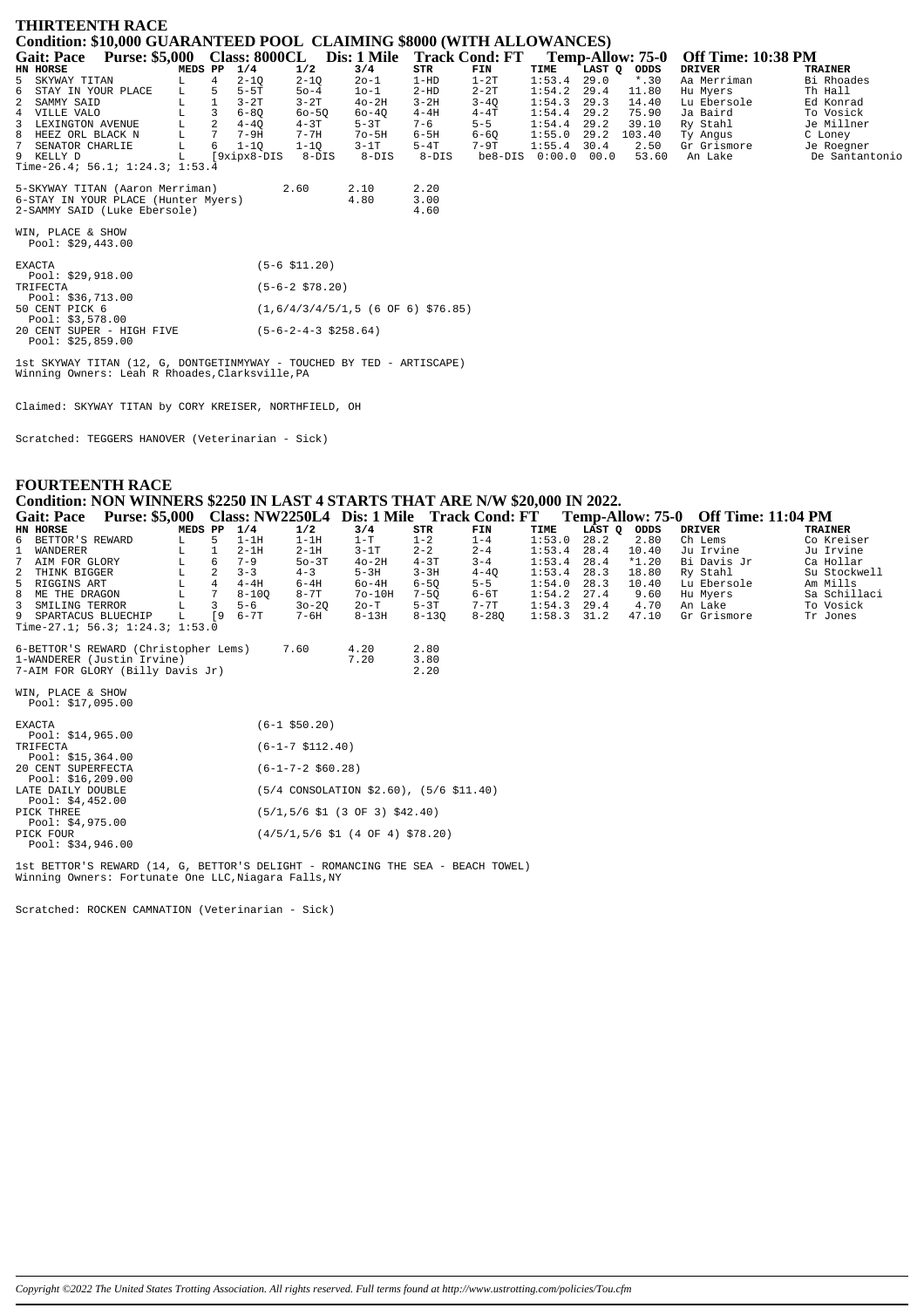## THIRTEENTH RACE

### Condition: $10,000 GUARANTEED POOL CLAIMING $8000 (WITH ALLOWANCES)

**Gait: Pace Purse: $5,000 Class: 8000CL Dis: 1 Mile Track Cond: FT Temp-Allow: 75-0 Off Time: 10:38 PM**

| HN | HORSE | MEDS | PP | 1/4 | 1/2 | 3/4 | STR | FIN | TIME | LAST Q | ODDS | DRIVER | TRAINER |
|---|---|---|---|---|---|---|---|---|---|---|---|---|---|
| 5 | SKYWAY TITAN | L | 4 | 2-1Q | 2-1Q | 2o-1 | 1-HD | 1-2T | 1:53.4 | 29.0 | *.30 | Aa Merriman | Bi Rhoades |
| 6 | STAY IN YOUR PLACE | L | 5 | 5-5T | 5o-4 | 1o-1 | 2-HD | 2-2T | 1:54.2 | 29.4 | 11.80 | Hu Myers | Th Hall |
| 2 | SAMMY SAID | L | 1 | 3-2T | 3-2T | 4o-2H | 3-2H | 3-4Q | 1:54.3 | 29.3 | 14.40 | Lu Ebersole | Ed Konrad |
| 4 | VILLE VALO | L | 3 | 6-8Q | 6o-5Q | 6o-4Q | 4-4H | 4-4T | 1:54.4 | 29.2 | 75.90 | Ja Baird | To Vosick |
| 3 | LEXINGTON AVENUE | L | 2 | 4-4Q | 4-3T | 5-3T | 7-6 | 5-5 | 1:54.4 | 29.2 | 39.10 | Ry Stahl | Je Millner |
| 8 | HEEZ ORL BLACK N | L | 7 | 7-9H | 7-7H | 7o-5H | 6-5H | 6-6Q | 1:55.0 | 29.2 | 103.40 | Ty Angus | C Loney |
| 7 | SENATOR CHARLIE | L | 6 | 1-1Q | 1-1Q | 3-1T | 5-4T | 7-9T | 1:55.4 | 30.4 | 2.50 | Gr Grismore | Je Roegner |
| 9 | KELLY D | L | [9 | xipx8-DIS | 8-DIS | 8-DIS | 8-DIS | be8-DIS | 0:00.0 | 00.0 | 53.60 | An Lake | De Santantonio |

Time-26.4; 56.1; 1:24.3; 1:53.4

| | | | |
|---|---|---|---|
| 5-SKYWAY TITAN (Aaron Merriman) | 2.60 | 2.10 | 2.20 |
| 6-STAY IN YOUR PLACE (Hunter Myers) | | 4.80 | 3.00 |
| 2-SAMMY SAID (Luke Ebersole) | | | 4.60 |

WIN, PLACE & SHOW
Pool: $29,443.00

| | |
|---|---|
| EXACTA Pool: $29,918.00 | (5-6 $11.20) |
| TRIFECTA Pool: $36,713.00 | (5-6-2 $78.20) |
| 50 CENT PICK 6 Pool: $3,578.00 | (1,6/4/3/4/5/1,5 (6 OF 6) $76.85) |
| 20 CENT SUPER - HIGH FIVE Pool: $25,859.00 | (5-6-2-4-3 $258.64) |

1st SKYWAY TITAN (12, G, DONTGETINMYWAY - TOUCHED BY TED - ARTISCAPE)
Winning Owners: Leah R Rhoades,Clarksville,PA

Claimed: SKYWAY TITAN by CORY KREISER, NORTHFIELD, OH

Scratched: TEGGERS HANOVER (Veterinarian - Sick)

## FOURTEENTH RACE

### Condition: NON WINNERS $2250 IN LAST 4 STARTS THAT ARE N/W $20,000 IN 2022.

**Gait: Pace Purse: $5,000 Class: NW2250L4 Dis: 1 Mile Track Cond: FT Temp-Allow: 75-0 Off Time: 11:04 PM**

| HN | HORSE | MEDS | PP | 1/4 | 1/2 | 3/4 | STR | FIN | TIME | LAST Q | ODDS | DRIVER | TRAINER |
|---|---|---|---|---|---|---|---|---|---|---|---|---|---|
| 6 | BETTOR'S REWARD | L | 5 | 1-1H | 1-1H | 1-T | 1-2 | 1-4 | 1:53.0 | 28.2 | 2.80 | Ch Lems | Co Kreiser |
| 1 | WANDERER | L | 1 | 2-1H | 2-1H | 3-1T | 2-2 | 2-4 | 1:53.4 | 28.4 | 10.40 | Ju Irvine | Ju Irvine |
| 7 | AIM FOR GLORY | L | 6 | 7-9 | 5o-3T | 4o-2H | 4-3T | 3-4 | 1:53.4 | 28.4 | *1.20 | Bi Davis Jr | Ca Hollar |
| 2 | THINK BIGGER | L | 2 | 3-3 | 4-3 | 5-3H | 3-3H | 4-4Q | 1:53.4 | 28.3 | 18.80 | Ry Stahl | Su Stockwell |
| 5 | RIGGINS ART | L | 4 | 4-4H | 6-4H | 6o-4H | 6-5Q | 5-5 | 1:54.0 | 28.3 | 10.40 | Lu Ebersole | Am Mills |
| 8 | ME THE DRAGON | L | 7 | 8-10Q | 8-7T | 7o-10H | 7-5Q | 6-6T | 1:54.2 | 27.4 | 9.60 | Hu Myers | Sa Schillaci |
| 3 | SMILING TERROR | L | 3 | 5-6 | 3o-2Q | 2o-T | 5-3T | 7-7T | 1:54.3 | 29.4 | 4.70 | An Lake | To Vosick |
| 9 | SPARTACUS BLUECHIP | L | [9 | 6-7T | 7-6H | 8-13H | 8-13Q | 8-28Q | 1:58.3 | 31.2 | 47.10 | Gr Grismore | Tr Jones |

Time-27.1; 56.3; 1:24.3; 1:53.0

| | | | |
|---|---|---|---|
| 6-BETTOR'S REWARD (Christopher Lems) | 7.60 | 4.20 | 2.80 |
| 1-WANDERER (Justin Irvine) | | 7.20 | 3.80 |
| 7-AIM FOR GLORY (Billy Davis Jr) | | | 2.20 |

WIN, PLACE & SHOW
Pool: $17,095.00

| | |
|---|---|
| EXACTA Pool: $14,965.00 | (6-1 $50.20) |
| TRIFECTA Pool: $15,364.00 | (6-1-7 $112.40) |
| 20 CENT SUPERFECTA Pool: $16,209.00 | (6-1-7-2 $60.28) |
| LATE DAILY DOUBLE Pool: $4,452.00 | (5/4 CONSOLATION $2.60), (5/6 $11.40) |
| PICK THREE Pool: $4,975.00 | (5/1,5/6 $1 (3 OF 3) $42.40) |
| PICK FOUR Pool: $34,946.00 | (4/5/1,5/6 $1 (4 OF 4) $78.20) |

1st BETTOR'S REWARD (14, G, BETTOR'S DELIGHT - ROMANCING THE SEA - BEACH TOWEL)
Winning Owners: Fortunate One LLC,Niagara Falls,NY

Scratched: ROCKEN CAMNATION (Veterinarian - Sick)